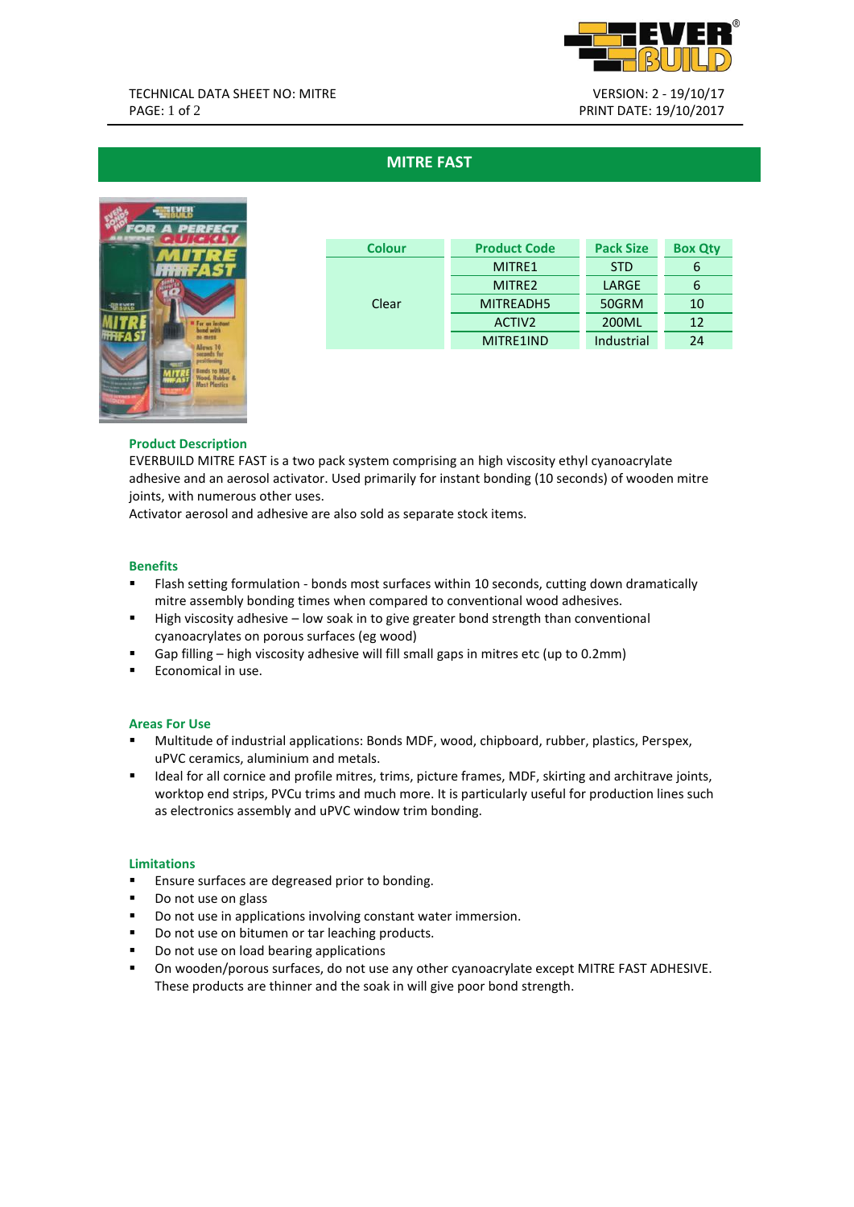TECHNICAL DATA SHEET NO: MITRE

VERSION: 2 - 19/10/17
PRINT DATE: 19/10/2017

# MITRE FAST

| Colour | Product Code | Pack Size | Box Qty |
|---|---|---|---|
| Clear | MITRE1 | STD | 6 |
| | MITRE2 | LARGE | 6 |
| | MITREADH5 | 50GRM | 10 |
| | ACTIV2 | 200ML | 12 |
| | MITRE1IND | Industrial | 24 |

## Product Description

EVERBUILD MITRE FAST is a two pack system comprising an high viscosity ethyl cyanoacrylate adhesive and an aerosol activator. Used primarily for instant bonding (10 seconds) of wooden mitre joints, with numerous other uses.
Activator aerosol and adhesive are also sold as separate stock items.

## Benefits

- Flash setting formulation - bonds most surfaces within 10 seconds, cutting down dramatically mitre assembly bonding times when compared to conventional wood adhesives.
- High viscosity adhesive – low soak in to give greater bond strength than conventional cyanoacrylates on porous surfaces (eg wood)
- Gap filling – high viscosity adhesive will fill small gaps in mitres etc (up to 0.2mm)
- Economical in use.

## Areas For Use

- Multitude of industrial applications: Bonds MDF, wood, chipboard, rubber, plastics, Perspex, uPVC ceramics, aluminium and metals.
- Ideal for all cornice and profile mitres, trims, picture frames, MDF, skirting and architrave joints, worktop end strips, PVCu trims and much more. It is particularly useful for production lines such as electronics assembly and uPVC window trim bonding.

## Limitations

- Ensure surfaces are degreased prior to bonding.
- Do not use on glass
- Do not use in applications involving constant water immersion.
- Do not use on bitumen or tar leaching products.
- Do not use on load bearing applications
- On wooden/porous surfaces, do not use any other cyanoacrylate except MITRE FAST ADHESIVE. These products are thinner and the soak in will give poor bond strength.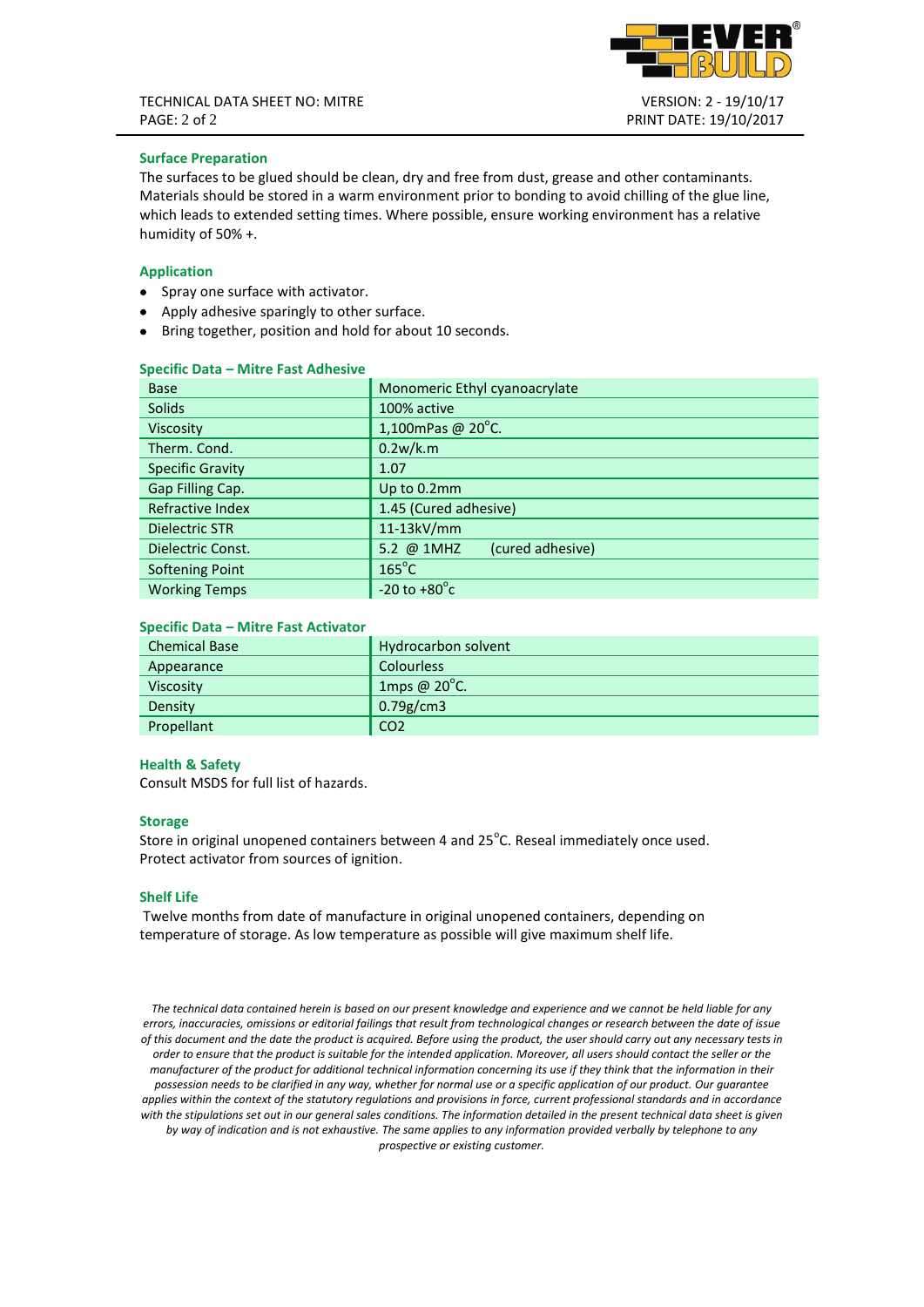## Surface Preparation

The surfaces to be glued should be clean, dry and free from dust, grease and other contaminants. Materials should be stored in a warm environment prior to bonding to avoid chilling of the glue line, which leads to extended setting times. Where possible, ensure working environment has a relative humidity of 50% +.

## Application

- Spray one surface with activator.
- Apply adhesive sparingly to other surface.
- Bring together, position and hold for about 10 seconds.

## Specific Data – Mitre Fast Adhesive

| | |
|---|---|
| Base | Monomeric Ethyl cyanoacrylate |
| Solids | 100% active |
| Viscosity | 1,100mPas @ 20°C. |
| Therm. Cond. | 0.2w/k.m |
| Specific Gravity | 1.07 |
| Gap Filling Cap. | Up to 0.2mm |
| Refractive Index | 1.45 (Cured adhesive) |
| Dielectric STR | 11-13kV/mm |
| Dielectric Const. | 5.2 @ 1MHZ (cured adhesive) |
| Softening Point | 165°C |
| Working Temps | -20 to +80°c |

## Specific Data – Mitre Fast Activator

| | |
|---|---|
| Chemical Base | Hydrocarbon solvent |
| Appearance | Colourless |
| Viscosity | 1mps @ 20°C. |
| Density | 0.79g/cm3 |
| Propellant | $CO_2$ |

## Health & Safety

Consult MSDS for full list of hazards.

## Storage

Store in original unopened containers between 4 and 25°C. Reseal immediately once used. Protect activator from sources of ignition.

## Shelf Life

Twelve months from date of manufacture in original unopened containers, depending on temperature of storage. As low temperature as possible will give maximum shelf life.

*The technical data contained herein is based on our present knowledge and experience and we cannot be held liable for any errors, inaccuracies, omissions or editorial failings that result from technological changes or research between the date of issue of this document and the date the product is acquired. Before using the product, the user should carry out any necessary tests in order to ensure that the product is suitable for the intended application. Moreover, all users should contact the seller or the manufacturer of the product for additional technical information concerning its use if they think that the information in their possession needs to be clarified in any way, whether for normal use or a specific application of our product. Our guarantee applies within the context of the statutory regulations and provisions in force, current professional standards and in accordance with the stipulations set out in our general sales conditions. The information detailed in the present technical data sheet is given by way of indication and is not exhaustive. The same applies to any information provided verbally by telephone to any prospective or existing customer.*